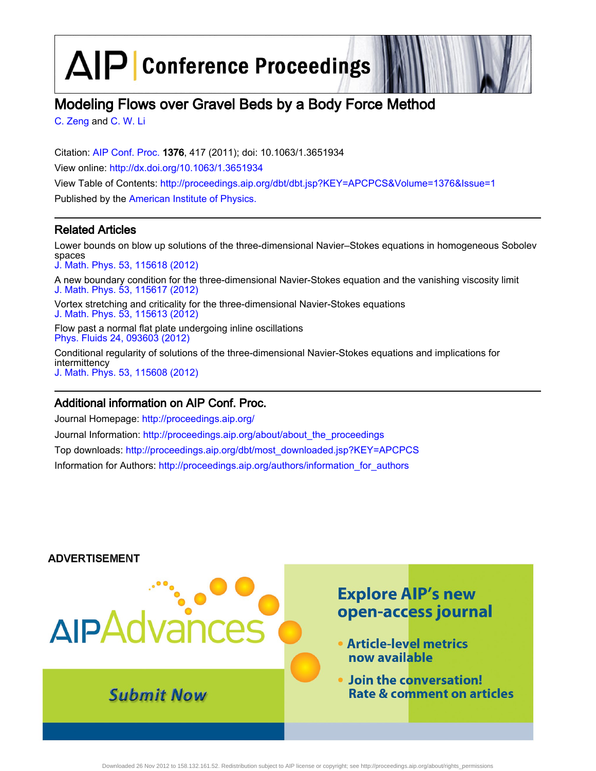# AIP Conference Proceedings

## Modeling Flows over Gravel Beds by a Body Force Method

C. Zeng and C. W. Li

Citation: AIP Conf. Proc. **1376**, 417 (2011); doi: 10.1063/1.3651934

View online: http://dx.doi.org/10.1063/1.3651934

View Table of Contents: http://proceedings.aip.org/dbt/dbt.jsp?KEY=APCPCS&Volume=1376&Issue=1

Published by the American Institute of Physics.

### Related Articles

Lower bounds on blow up solutions of the three-dimensional Navier–Stokes equations in homogeneous Sobolev spaces
J. Math. Phys. 53, 115618 (2012)

A new boundary condition for the three-dimensional Navier-Stokes equation and the vanishing viscosity limit
J. Math. Phys. 53, 115617 (2012)

Vortex stretching and criticality for the three-dimensional Navier-Stokes equations
J. Math. Phys. 53, 115613 (2012)

Flow past a normal flat plate undergoing inline oscillations
Phys. Fluids 24, 093603 (2012)

Conditional regularity of solutions of the three-dimensional Navier-Stokes equations and implications for intermittency
J. Math. Phys. 53, 115608 (2012)

### Additional information on AIP Conf. Proc.

Journal Homepage: http://proceedings.aip.org/

Journal Information: http://proceedings.aip.org/about/about_the_proceedings

Top downloads: http://proceedings.aip.org/dbt/most_downloaded.jsp?KEY=APCPCS

Information for Authors: http://proceedings.aip.org/authors/information_for_authors

ADVERTISEMENT

AIPAdvances

Submit Now

Explore AIP's new open-access journal

- Article-level metrics now available
- Join the conversation! Rate & comment on articles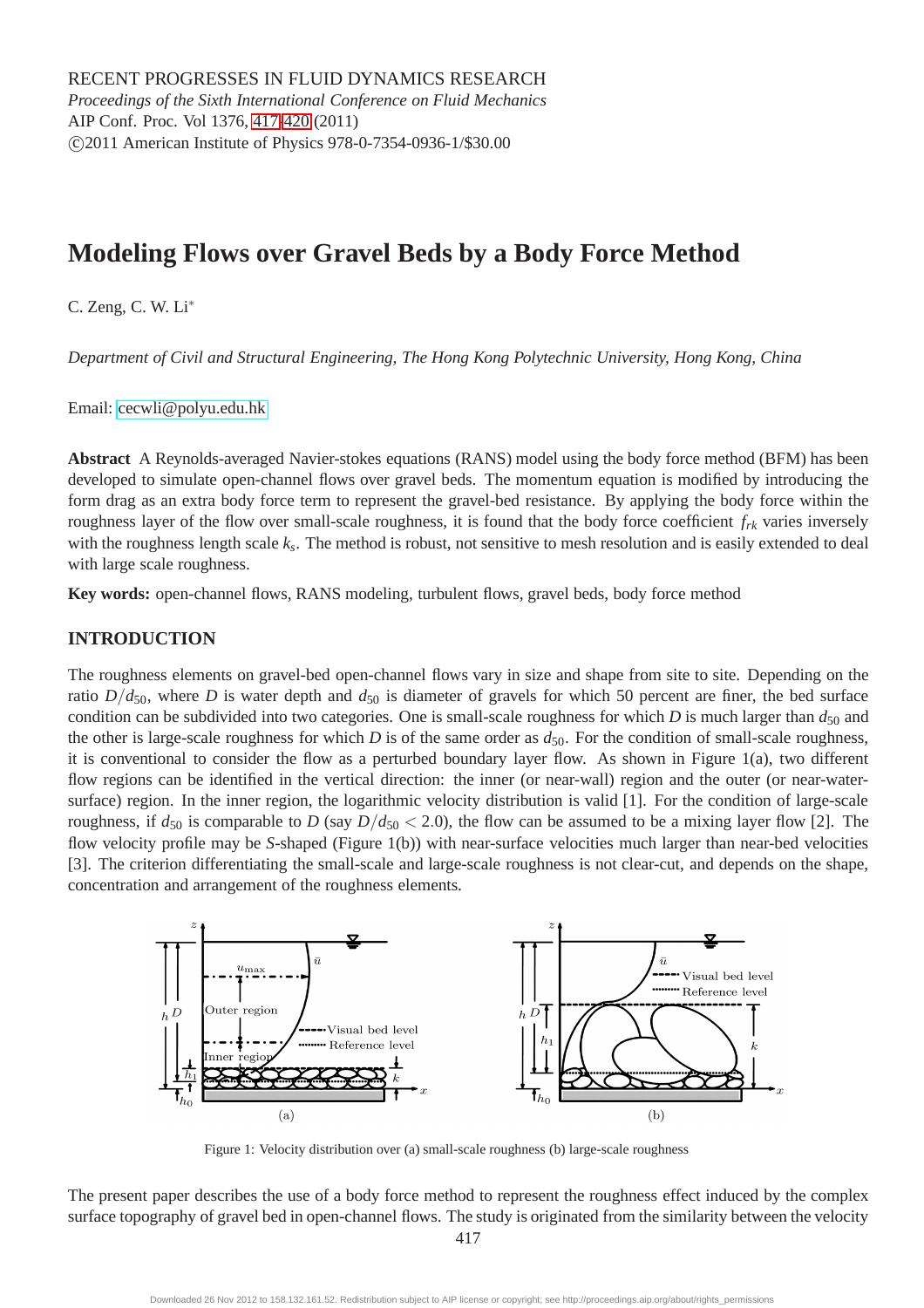RECENT PROGRESSES IN FLUID DYNAMICS RESEARCH
*Proceedings of the Sixth International Conference on Fluid Mechanics*
AIP Conf. Proc. Vol 1376, 417-420 (2011)
©2011 American Institute of Physics 978-0-7354-0936-1/$30.00

# Modeling Flows over Gravel Beds by a Body Force Method

C. Zeng, C. W. Li*

*Department of Civil and Structural Engineering, The Hong Kong Polytechnic University, Hong Kong, China*

Email: cecwli@polyu.edu.hk

**Abstract** A Reynolds-averaged Navier-stokes equations (RANS) model using the body force method (BFM) has been developed to simulate open-channel flows over gravel beds. The momentum equation is modified by introducing the form drag as an extra body force term to represent the gravel-bed resistance. By applying the body force within the roughness layer of the flow over small-scale roughness, it is found that the body force coefficient $f_{rk}$ varies inversely with the roughness length scale $k_s$. The method is robust, not sensitive to mesh resolution and is easily extended to deal with large scale roughness.

**Key words:** open-channel flows, RANS modeling, turbulent flows, gravel beds, body force method

## INTRODUCTION

The roughness elements on gravel-bed open-channel flows vary in size and shape from site to site. Depending on the ratio $D/d_{50}$, where $D$ is water depth and $d_{50}$ is diameter of gravels for which 50 percent are finer, the bed surface condition can be subdivided into two categories. One is small-scale roughness for which $D$ is much larger than $d_{50}$ and the other is large-scale roughness for which $D$ is of the same order as $d_{50}$. For the condition of small-scale roughness, it is conventional to consider the flow as a perturbed boundary layer flow. As shown in Figure 1(a), two different flow regions can be identified in the vertical direction: the inner (or near-wall) region and the outer (or near-water-surface) region. In the inner region, the logarithmic velocity distribution is valid [1]. For the condition of large-scale roughness, if $d_{50}$ is comparable to $D$ (say $D/d_{50} < 2.0$), the flow can be assumed to be a mixing layer flow [2]. The flow velocity profile may be *S*-shaped (Figure 1(b)) with near-surface velocities much larger than near-bed velocities [3]. The criterion differentiating the small-scale and large-scale roughness is not clear-cut, and depends on the shape, concentration and arrangement of the roughness elements.

Figure 1: Velocity distribution over (a) small-scale roughness (b) large-scale roughness

The present paper describes the use of a body force method to represent the roughness effect induced by the complex surface topography of gravel bed in open-channel flows. The study is originated from the similarity between the velocity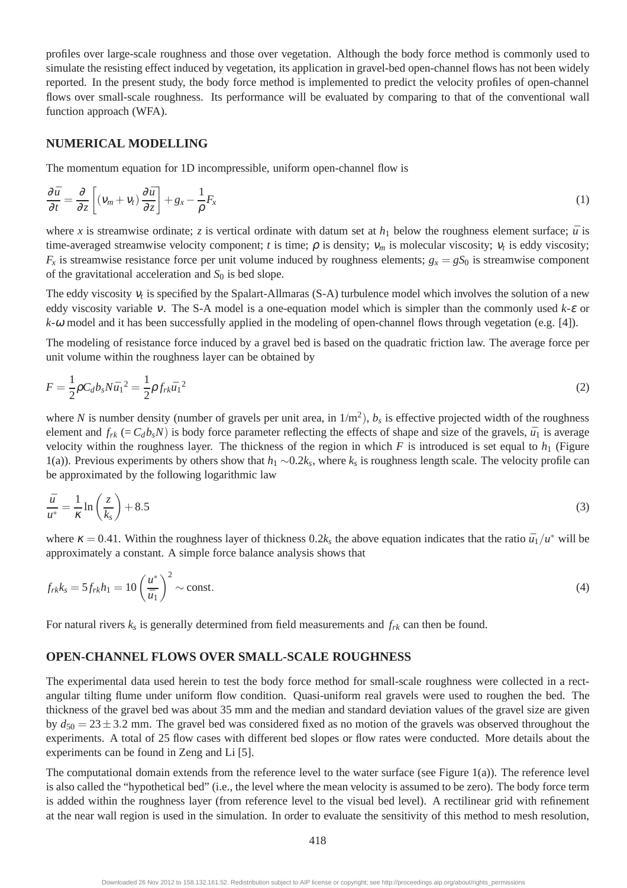profiles over large-scale roughness and those over vegetation. Although the body force method is commonly used to simulate the resisting effect induced by vegetation, its application in gravel-bed open-channel flows has not been widely reported. In the present study, the body force method is implemented to predict the velocity profiles of open-channel flows over small-scale roughness. Its performance will be evaluated by comparing to that of the conventional wall function approach (WFA).

## NUMERICAL MODELLING

The momentum equation for 1D incompressible, uniform open-channel flow is

$$\frac{\partial \bar{u}}{\partial t} = \frac{\partial}{\partial z}\left[(\nu_m + \nu_t)\frac{\partial \bar{u}}{\partial z}\right] + g_x - \frac{1}{\rho}F_x \tag{1}$$

where $x$ is streamwise ordinate; $z$ is vertical ordinate with datum set at $h_1$ below the roughness element surface; $\bar{u}$ is time-averaged streamwise velocity component; $t$ is time; $\rho$ is density; $\nu_m$ is molecular viscosity; $\nu_t$ is eddy viscosity; $F_x$ is streamwise resistance force per unit volume induced by roughness elements; $g_x = gS_0$ is streamwise component of the gravitational acceleration and $S_0$ is bed slope.

The eddy viscosity $\nu_t$ is specified by the Spalart-Allmaras (S-A) turbulence model which involves the solution of a new eddy viscosity variable $\nu$. The S-A model is a one-equation model which is simpler than the commonly used $k$-$\varepsilon$ or $k$-$\omega$ model and it has been successfully applied in the modeling of open-channel flows through vegetation (e.g. [4]).

The modeling of resistance force induced by a gravel bed is based on the quadratic friction law. The average force per unit volume within the roughness layer can be obtained by

$$F = \frac{1}{2}\rho C_d b_s N \bar{u}_1{}^2 = \frac{1}{2}\rho f_{rk} \bar{u}_1{}^2 \tag{2}$$

where $N$ is number density (number of gravels per unit area, in 1/m$^2$), $b_s$ is effective projected width of the roughness element and $f_{rk}$ $(= C_d b_s N)$ is body force parameter reflecting the effects of shape and size of the gravels, $\bar{u}_1$ is average velocity within the roughness layer. The thickness of the region in which $F$ is introduced is set equal to $h_1$ (Figure 1(a)). Previous experiments by others show that $h_1 \sim 0.2k_s$, where $k_s$ is roughness length scale. The velocity profile can be approximated by the following logarithmic law

$$\frac{\bar{u}}{u^*} = \frac{1}{\kappa}\ln\left(\frac{z}{k_s}\right) + 8.5 \tag{3}$$

where $\kappa = 0.41$. Within the roughness layer of thickness $0.2k_s$ the above equation indicates that the ratio $\bar{u}_1/u^*$ will be approximately a constant. A simple force balance analysis shows that

$$f_{rk}k_s = 5 f_{rk} h_1 = 10\left(\frac{u^*}{\bar{u}_1}\right)^2 \sim \text{const.} \tag{4}$$

For natural rivers $k_s$ is generally determined from field measurements and $f_{rk}$ can then be found.

## OPEN-CHANNEL FLOWS OVER SMALL-SCALE ROUGHNESS

The experimental data used herein to test the body force method for small-scale roughness were collected in a rectangular tilting flume under uniform flow condition. Quasi-uniform real gravels were used to roughen the bed. The thickness of the gravel bed was about 35 mm and the median and standard deviation values of the gravel size are given by $d_{50} = 23 \pm 3.2$ mm. The gravel bed was considered fixed as no motion of the gravels was observed throughout the experiments. A total of 25 flow cases with different bed slopes or flow rates were conducted. More details about the experiments can be found in Zeng and Li [5].

The computational domain extends from the reference level to the water surface (see Figure 1(a)). The reference level is also called the "hypothetical bed" (i.e., the level where the mean velocity is assumed to be zero). The body force term is added within the roughness layer (from reference level to the visual bed level). A rectilinear grid with refinement at the near wall region is used in the simulation. In order to evaluate the sensitivity of this method to mesh resolution,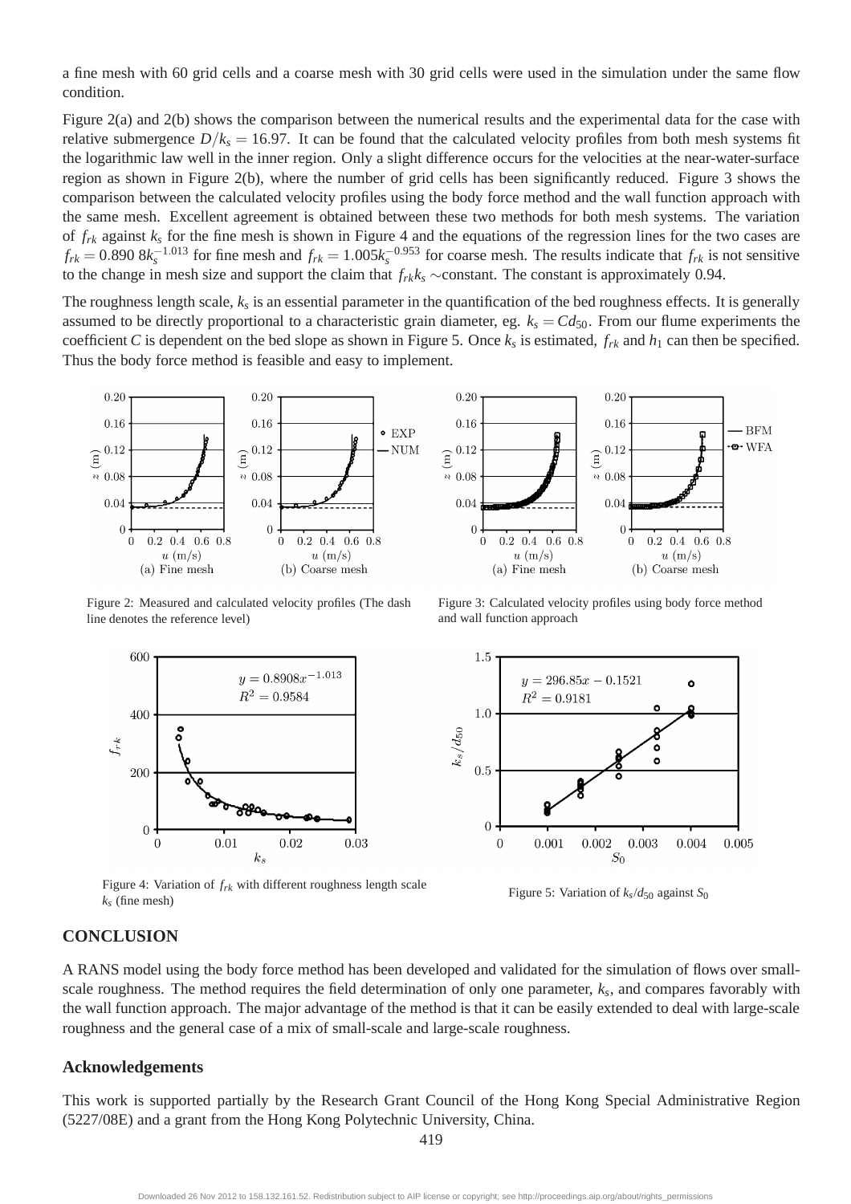a fine mesh with 60 grid cells and a coarse mesh with 30 grid cells were used in the simulation under the same flow condition.

Figure 2(a) and 2(b) shows the comparison between the numerical results and the experimental data for the case with relative submergence $D/k_s = 16.97$. It can be found that the calculated velocity profiles from both mesh systems fit the logarithmic law well in the inner region. Only a slight difference occurs for the velocities at the near-water-surface region as shown in Figure 2(b), where the number of grid cells has been significantly reduced. Figure 3 shows the comparison between the calculated velocity profiles using the body force method and the wall function approach with the same mesh. Excellent agreement is obtained between these two methods for both mesh systems. The variation of $f_{rk}$ against $k_s$ for the fine mesh is shown in Figure 4 and the equations of the regression lines for the two cases are $f_{rk} = 0.890\,8k_s^{-1.013}$ for fine mesh and $f_{rk} = 1.005k_s^{-0.953}$ for coarse mesh. The results indicate that $f_{rk}$ is not sensitive to the change in mesh size and support the claim that $f_{rk}k_s \sim$constant. The constant is approximately 0.94.

The roughness length scale, $k_s$ is an essential parameter in the quantification of the bed roughness effects. It is generally assumed to be directly proportional to a characteristic grain diameter, eg. $k_s = Cd_{50}$. From our flume experiments the coefficient $C$ is dependent on the bed slope as shown in Figure 5. Once $k_s$ is estimated, $f_{rk}$ and $h_1$ can then be specified. Thus the body force method is feasible and easy to implement.

Figure 2: Measured and calculated velocity profiles (The dash line denotes the reference level)

Figure 3: Calculated velocity profiles using body force method and wall function approach

Figure 4: Variation of $f_{rk}$ with different roughness length scale $k_s$ (fine mesh)

Figure 5: Variation of $k_s/d_{50}$ against $S_0$

## CONCLUSION

A RANS model using the body force method has been developed and validated for the simulation of flows over small-scale roughness. The method requires the field determination of only one parameter, $k_s$, and compares favorably with the wall function approach. The major advantage of the method is that it can be easily extended to deal with large-scale roughness and the general case of a mix of small-scale and large-scale roughness.

## Acknowledgements

This work is supported partially by the Research Grant Council of the Hong Kong Special Administrative Region (5227/08E) and a grant from the Hong Kong Polytechnic University, China.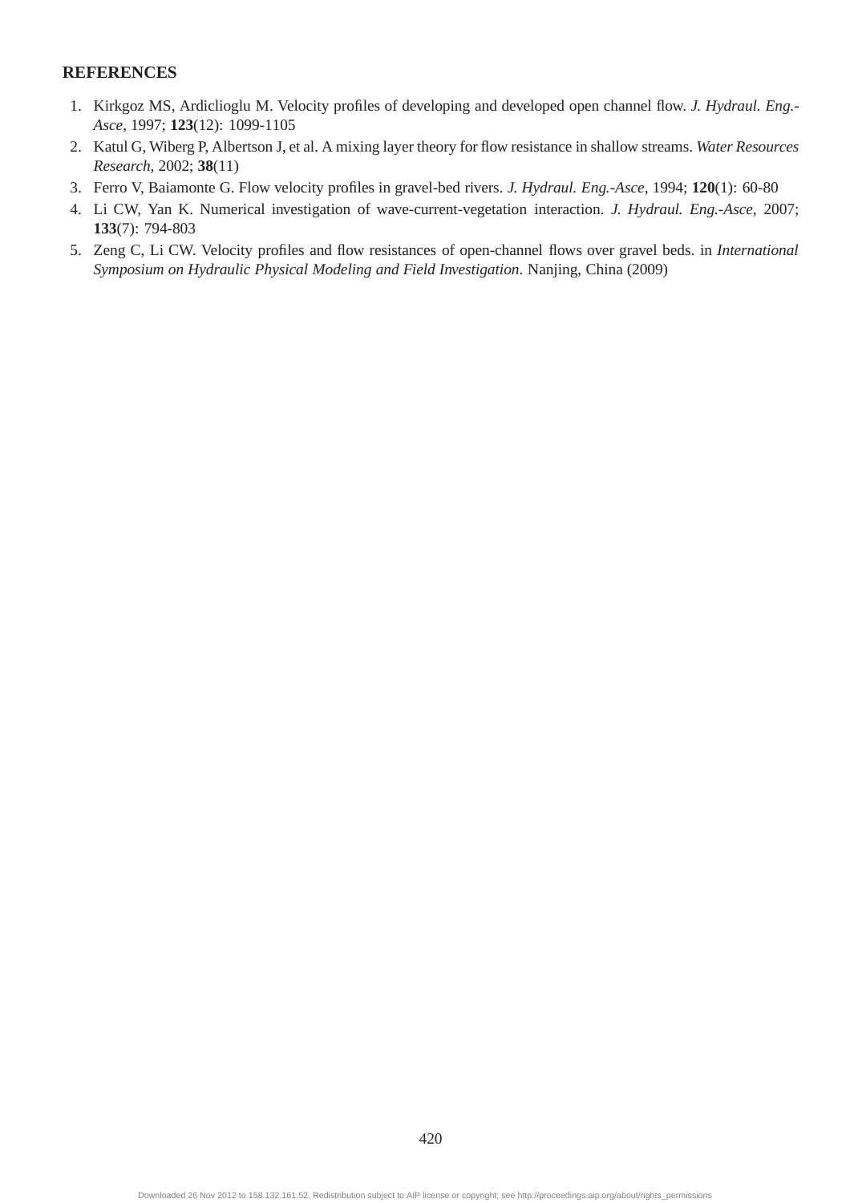## REFERENCES

1. Kirkgoz MS, Ardiclioglu M. Velocity profiles of developing and developed open channel flow. *J. Hydraul. Eng.-Asce*, 1997; **123**(12): 1099-1105
2. Katul G, Wiberg P, Albertson J, et al. A mixing layer theory for flow resistance in shallow streams. *Water Resources Research*, 2002; **38**(11)
3. Ferro V, Baiamonte G. Flow velocity profiles in gravel-bed rivers. *J. Hydraul. Eng.-Asce*, 1994; **120**(1): 60-80
4. Li CW, Yan K. Numerical investigation of wave-current-vegetation interaction. *J. Hydraul. Eng.-Asce*, 2007; **133**(7): 794-803
5. Zeng C, Li CW. Velocity profiles and flow resistances of open-channel flows over gravel beds. in *International Symposium on Hydraulic Physical Modeling and Field Investigation*. Nanjing, China (2009)